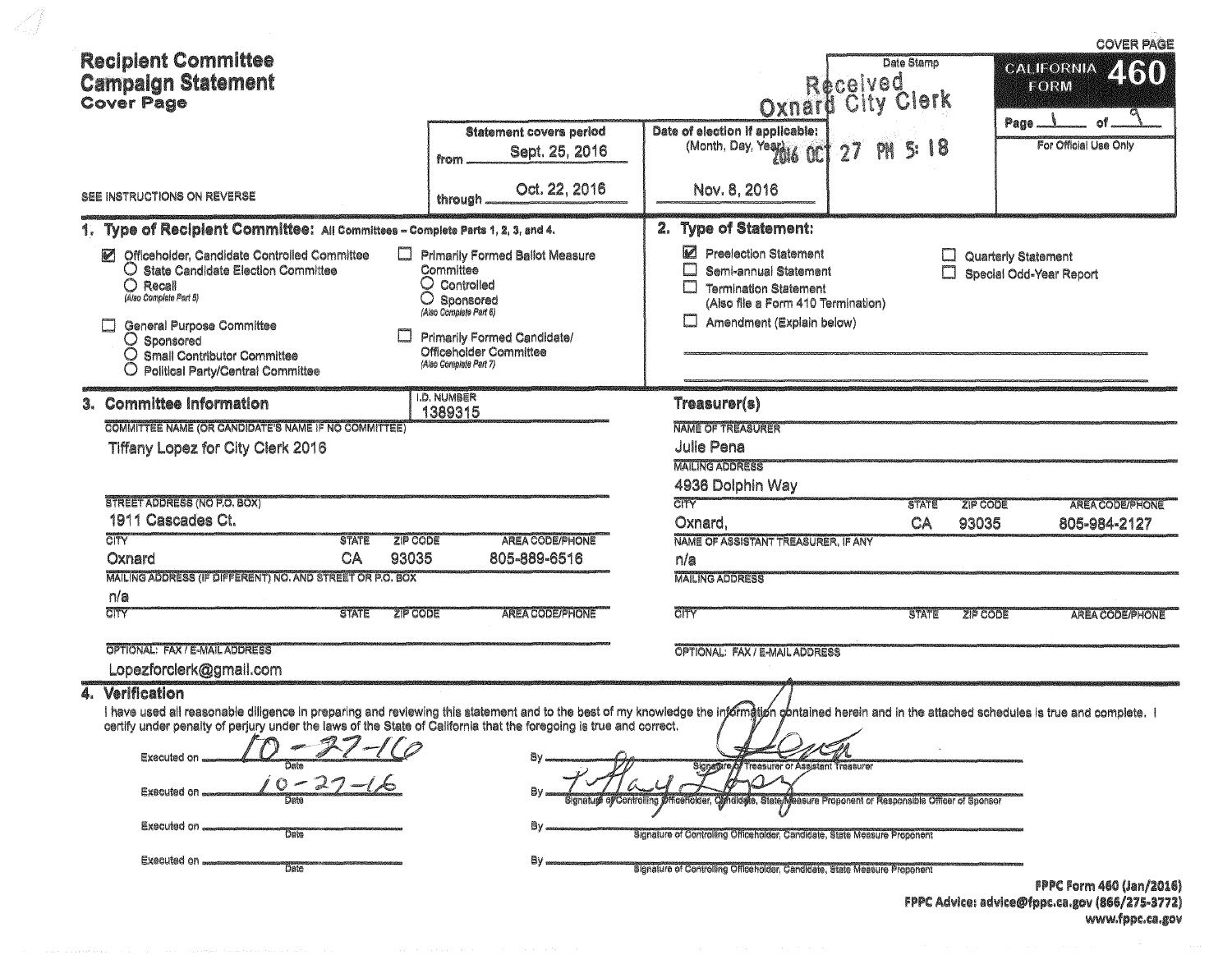COVER PAGE

# Recipient Committee Campaign Statement
**Cover Page**

Date Stamp

Received
Oxnard City Clerk
2016 OCT 27 PM 5: 18

**CALIFORNIA FORM 460**

Page 1 of 9

For Official Use Only

Statement covers period
from Sept. 25, 2016
through Oct. 22, 2016

Date of election if applicable:
(Month, Day, Year)
Nov. 8, 2016

SEE INSTRUCTIONS ON REVERSE

## 1. Type of Recipient Committee: All Committees – Complete Parts 1, 2, 3, and 4.

- [x] Officeholder, Candidate Controlled Committee
  - ○ State Candidate Election Committee
  - ○ Recall (Also Complete Part 5)
- [ ] General Purpose Committee
  - ○ Sponsored
  - ○ Small Contributor Committee
  - ○ Political Party/Central Committee
- [ ] Primarily Formed Ballot Measure Committee
  - ○ Controlled
  - ○ Sponsored (Also Complete Part 6)
- [ ] Primarily Formed Candidate/ Officeholder Committee (Also Complete Part 7)

## 2. Type of Statement:

- [x] Preelection Statement
- [ ] Semi-annual Statement
- [ ] Termination Statement (Also file a Form 410 Termination)
- [ ] Amendment (Explain below)
- [ ] Quarterly Statement
- [ ] Special Odd-Year Report

## 3. Committee Information

I.D. NUMBER
1389315

COMMITTEE NAME (OR CANDIDATE'S NAME IF NO COMMITTEE)
Tiffany Lopez for City Clerk 2016

STREET ADDRESS (NO P.O. BOX)
1911 Cascades Ct.

| CITY | STATE | ZIP CODE | AREA CODE/PHONE |
|---|---|---|---|
| Oxnard | CA | 93035 | 805-889-6516 |

MAILING ADDRESS (IF DIFFERENT) NO. AND STREET OR P.O. BOX
n/a

| CITY | STATE | ZIP CODE | AREA CODE/PHONE |
|---|---|---|---|
| | | | |

OPTIONAL: FAX / E-MAIL ADDRESS
Lopezforclerk@gmail.com

### Treasurer(s)

NAME OF TREASURER
Julie Pena

MAILING ADDRESS
4936 Dolphin Way

| CITY | STATE | ZIP CODE | AREA CODE/PHONE |
|---|---|---|---|
| Oxnard, | CA | 93035 | 805-984-2127 |

NAME OF ASSISTANT TREASURER, IF ANY
n/a

MAILING ADDRESS

| CITY | STATE | ZIP CODE | AREA CODE/PHONE |
|---|---|---|---|
| | | | |

OPTIONAL: FAX / E-MAIL ADDRESS

## 4. Verification

I have used all reasonable diligence in preparing and reviewing this statement and to the best of my knowledge the information contained herein and in the attached schedules is true and complete. I certify under penalty of perjury under the laws of the State of California that the foregoing is true and correct.

Executed on 10-27-16 (Date) By [signature] (Signature of Treasurer or Assistant Treasurer)

Executed on 10-27-16 (Date) By [signature] (Signature of Controlling Officeholder, Candidate, State Measure Proponent or Responsible Officer of Sponsor)

Executed on ________ (Date) By ________ (Signature of Controlling Officeholder, Candidate, State Measure Proponent)

Executed on ________ (Date) By ________ (Signature of Controlling Officeholder, Candidate, State Measure Proponent)

FPPC Form 460 (Jan/2016)
FPPC Advice: advice@fppc.ca.gov (866/275-3772)
www.fppc.ca.gov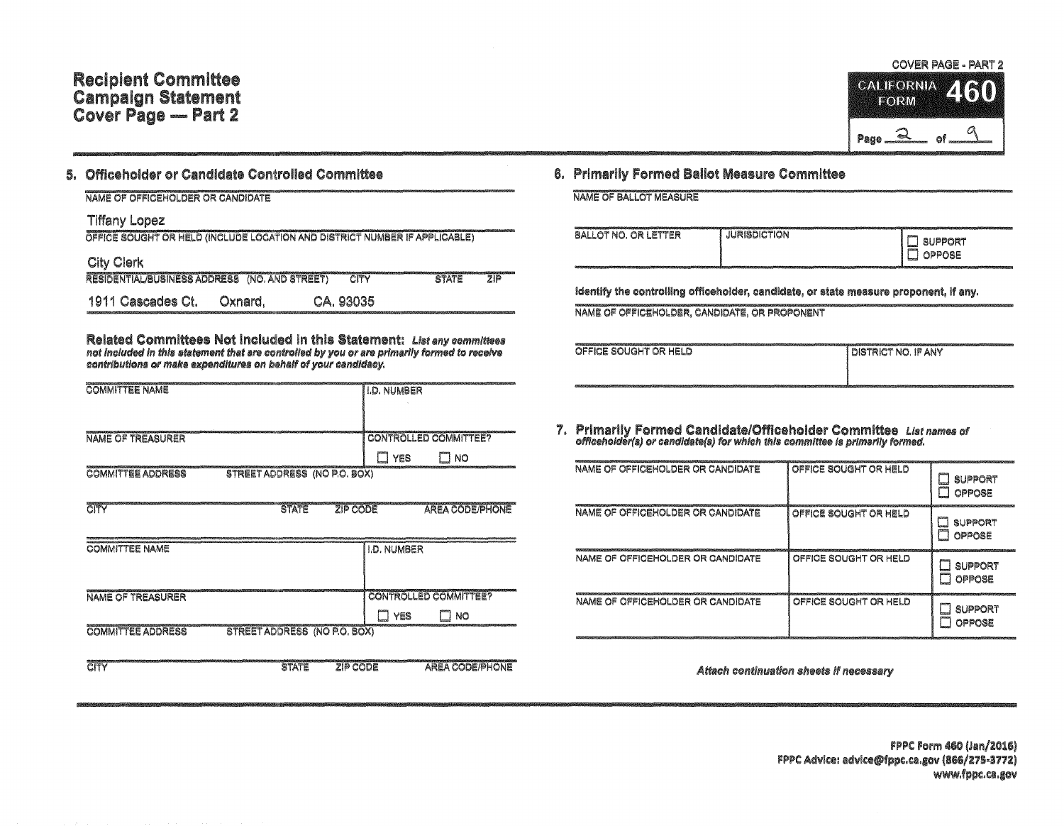# Recipient Committee Campaign Statement Cover Page — Part 2

COVER PAGE - PART 2

CALIFORNIA FORM 460

## 5. Officeholder or Candidate Controlled Committee

| NAME OF OFFICEHOLDER OR CANDIDATE | | | |
|---|---|---|---|
| Tiffany Lopez | | | |
| **OFFICE SOUGHT OR HELD (INCLUDE LOCATION AND DISTRICT NUMBER IF APPLICABLE)** | | | |
| City Clerk | | | |
| **RESIDENTIAL/BUSINESS ADDRESS (NO. AND STREET)** | **CITY** | **STATE** | **ZIP** |
| 1911 Cascades Ct. | Oxnard, | CA. | 93035 |

### Related Committees Not Included in this Statement:

*List any committees not included in this statement that are controlled by you or are primarily formed to receive contributions or make expenditures on behalf of your candidacy.*

| COMMITTEE NAME | | | I.D. NUMBER |
|---|---|---|---|
| | | | |
| **NAME OF TREASURER** | | | **CONTROLLED COMMITTEE?** ☐ YES ☐ NO |
| **COMMITTEE ADDRESS** STREET ADDRESS (NO P.O. BOX) | | | |
| **CITY** | **STATE** | **ZIP CODE** | **AREA CODE/PHONE** |
| | | | |

| COMMITTEE NAME | | | I.D. NUMBER |
|---|---|---|---|
| | | | |
| **NAME OF TREASURER** | | | **CONTROLLED COMMITTEE?** ☐ YES ☐ NO |
| **COMMITTEE ADDRESS** STREET ADDRESS (NO P.O. BOX) | | | |
| **CITY** | **STATE** | **ZIP CODE** | **AREA CODE/PHONE** |
| | | | |

## 6. Primarily Formed Ballot Measure Committee

| NAME OF BALLOT MEASURE | | |
|---|---|---|
| | | |
| **BALLOT NO. OR LETTER** | **JURISDICTION** | ☐ SUPPORT ☐ OPPOSE |
| | | |

Identify the controlling officeholder, candidate, or state measure proponent, if any.

| NAME OF OFFICEHOLDER, CANDIDATE, OR PROPONENT | |
|---|---|
| | |
| **OFFICE SOUGHT OR HELD** | **DISTRICT NO. IF ANY** |
| | |

## 7. Primarily Formed Candidate/Officeholder Committee

*List names of officeholder(s) or candidate(s) for which this committee is primarily formed.*

| NAME OF OFFICEHOLDER OR CANDIDATE | OFFICE SOUGHT OR HELD | SUPPORT / OPPOSE |
|---|---|---|
| | | ☐ SUPPORT ☐ OPPOSE |
| | | ☐ SUPPORT ☐ OPPOSE |
| | | ☐ SUPPORT ☐ OPPOSE |
| | | ☐ SUPPORT ☐ OPPOSE |

*Attach continuation sheets if necessary*

FPPC Form 460 (Jan/2016)
FPPC Advice: advice@fppc.ca.gov (866/275-3772)
www.fppc.ca.gov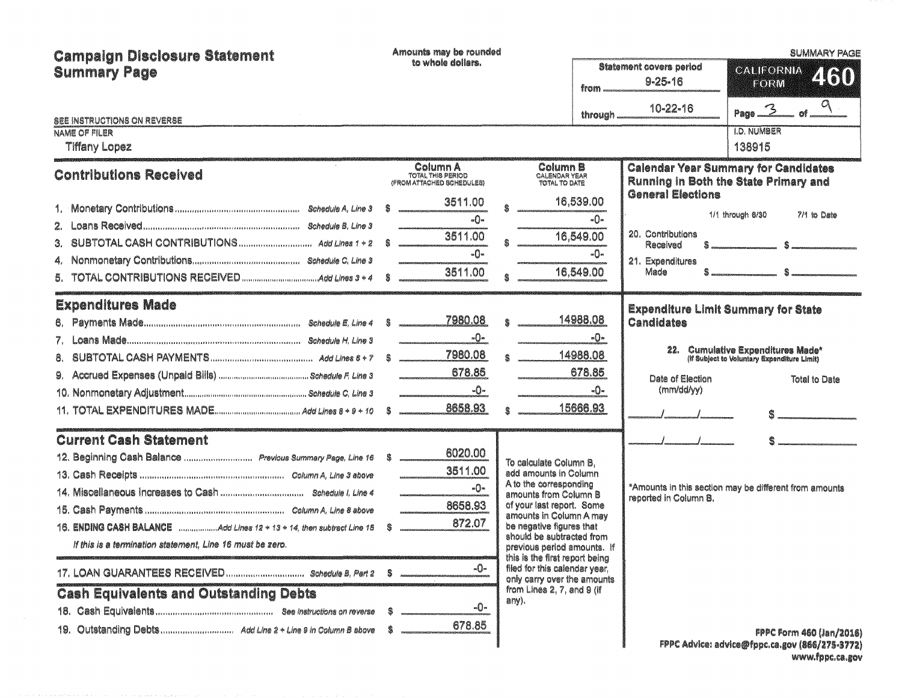# Campaign Disclosure Statement Summary Page

Amounts may be rounded to whole dollars.

SUMMARY PAGE

Statement covers period
from 9-25-16
through 10-22-16

CALIFORNIA FORM 460

Page 3 of 9

SEE INSTRUCTIONS ON REVERSE

NAME OF FILER: Tiffany Lopez

I.D. NUMBER: 138915

## Contributions Received

| | | Column A TOTAL THIS PERIOD (FROM ATTACHED SCHEDULES) | Column B CALENDAR YEAR TOTAL TO DATE |
|---|---|---|---|
| 1. Monetary Contributions | Schedule A, Line 3 | $ 3511.00 | $ 16,539.00 |
| 2. Loans Received | Schedule B, Line 3 | -0- | -0- |
| 3. SUBTOTAL CASH CONTRIBUTIONS | Add Lines 1 + 2 | $ 3511.00 | $ 16,549.00 |
| 4. Nonmonetary Contributions | Schedule C, Line 3 | -0- | -0- |
| 5. TOTAL CONTRIBUTIONS RECEIVED | Add Lines 3 + 4 | $ 3511.00 | $ 16,549.00 |

## Expenditures Made

| | | | |
|---|---|---|---|
| 6. Payments Made | Schedule E, Line 4 | $ 7980.08 | $ 14988.08 |
| 7. Loans Made | Schedule H, Line 3 | -0- | -0- |
| 8. SUBTOTAL CASH PAYMENTS | Add Lines 6 + 7 | $ 7980.08 | $ 14988.08 |
| 9. Accrued Expenses (Unpaid Bills) | Schedule F, Line 3 | 678.85 | 678.85 |
| 10. Nonmonetary Adjustment | Schedule C, Line 3 | -0- | -0- |
| 11. TOTAL EXPENDITURES MADE | Add Lines 8 + 9 + 10 | $ 8658.93 | $ 15666.93 |

## Current Cash Statement

| | | |
|---|---|---|
| 12. Beginning Cash Balance | Previous Summary Page, Line 16 | $ 6020.00 |
| 13. Cash Receipts | Column A, Line 3 above | 3511.00 |
| 14. Miscellaneous Increases to Cash | Schedule I, Line 4 | -0- |
| 15. Cash Payments | Column A, Line 8 above | 8658.93 |
| 16. ENDING CASH BALANCE | Add Lines 12 + 13 + 14, then subtract Line 15 | $ 872.07 |

*If this is a termination statement, Line 16 must be zero.*

| | | |
|---|---|---|
| 17. LOAN GUARANTEES RECEIVED | Schedule B, Part 2 | $ -0- |

To calculate Column B, add amounts in Column A to the corresponding amounts from Column B of your last report. Some amounts in Column A may be negative figures that should be subtracted from previous period amounts. If this is the first report being filed for this calendar year, only carry over the amounts from Lines 2, 7, and 9 (if any).

## Cash Equivalents and Outstanding Debts

| | | |
|---|---|---|
| 18. Cash Equivalents | See instructions on reverse | $ -0- |
| 19. Outstanding Debts | Add Line 2 + Line 9 in Column B above | $ 678.85 |

## Calendar Year Summary for Candidates Running in Both the State Primary and General Elections

| | 1/1 through 6/30 | 7/1 to Date |
|---|---|---|
| 20. Contributions Received | $ | $ |
| 21. Expenditures Made | $ | $ |

## Expenditure Limit Summary for State Candidates

22. Cumulative Expenditures Made* (If Subject to Voluntary Expenditure Limit)

| Date of Election (mm/dd/yy) | Total to Date |
|---|---|
| / / | $ |
| / / | $ |

*Amounts in this section may be different from amounts reported in Column B.

FPPC Form 460 (Jan/2016)
FPPC Advice: advice@fppc.ca.gov (866/275-3772)
www.fppc.ca.gov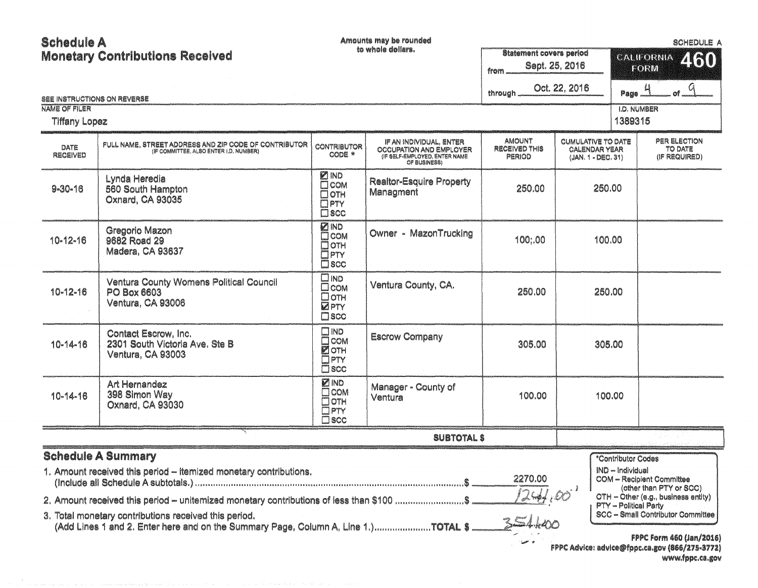# Schedule A
## Monetary Contributions Received

Amounts may be rounded to whole dollars.

SEE INSTRUCTIONS ON REVERSE

SCHEDULE A

**CALIFORNIA FORM 460**

Statement covers period from Sept. 25, 2016 through Oct. 22, 2016

Page 4 of 9

NAME OF FILER: Tiffany Lopez

I.D. NUMBER: 1389315

| DATE RECEIVED | FULL NAME, STREET ADDRESS AND ZIP CODE OF CONTRIBUTOR (IF COMMITTEE, ALSO ENTER I.D. NUMBER) | CONTRIBUTOR CODE * | IF AN INDIVIDUAL, ENTER OCCUPATION AND EMPLOYER (IF SELF-EMPLOYED, ENTER NAME OF BUSINESS) | AMOUNT RECEIVED THIS PERIOD | CUMULATIVE TO DATE CALENDAR YEAR (JAN. 1 - DEC. 31) | PER ELECTION TO DATE (IF REQUIRED) |
|---|---|---|---|---|---|---|
| 9-30-16 | Lynda Heredia<br>560 South Hampton<br>Oxnard, CA 93035 | ☑ IND ☐ COM ☐ OTH ☐ PTY ☐ SCC | Realtor-Esquire Property Managment | 250.00 | 250.00 | |
| 10-12-16 | Gregorio Mazon<br>9682 Road 29<br>Madera, CA 93637 | ☑ IND ☐ COM ☐ OTH ☐ PTY ☐ SCC | Owner - MazonTrucking | 100;.00 | 100.00 | |
| 10-12-16 | Ventura County Womens Political Council<br>PO Box 6603<br>Ventura, CA 93006 | ☐ IND ☐ COM ☐ OTH ☑ PTY ☐ SCC | Ventura County, CA. | 250.00 | 250.00 | |
| 10-14-16 | Contact Escrow, Inc.<br>2301 South Victoria Ave. Ste B<br>Ventura, CA 93003 | ☐ IND ☐ COM ☑ OTH ☐ PTY ☐ SCC | Escrow Company | 305.00 | 305.00 | |
| 10-14-16 | Art Hernandez<br>398 Simon Way<br>Oxnard, CA 93030 | ☑ IND ☐ COM ☐ OTH ☐ PTY ☐ SCC | Manager - County of Ventura | 100.00 | 100.00 | |
| | | | **SUBTOTAL $** | | | |

## Schedule A Summary

1. Amount received this period – itemized monetary contributions. (Include all Schedule A subtotals.) ........ $ 2270.00
2. Amount received this period – unitemized monetary contributions of less than $100 ........ $ 1244.00
3. Total monetary contributions received this period. (Add Lines 1 and 2. Enter here and on the Summary Page, Column A, Line 1.) ........ **TOTAL $** 3514.00

*Contributor Codes
- IND – Individual
- COM – Recipient Committee (other than PTY or SCC)
- OTH – Other (e.g., business entity)
- PTY – Political Party
- SCC – Small Contributor Committee

FPPC Form 460 (Jan/2016)
FPPC Advice: advice@fppc.ca.gov (866/275-3772)
www.fppc.ca.gov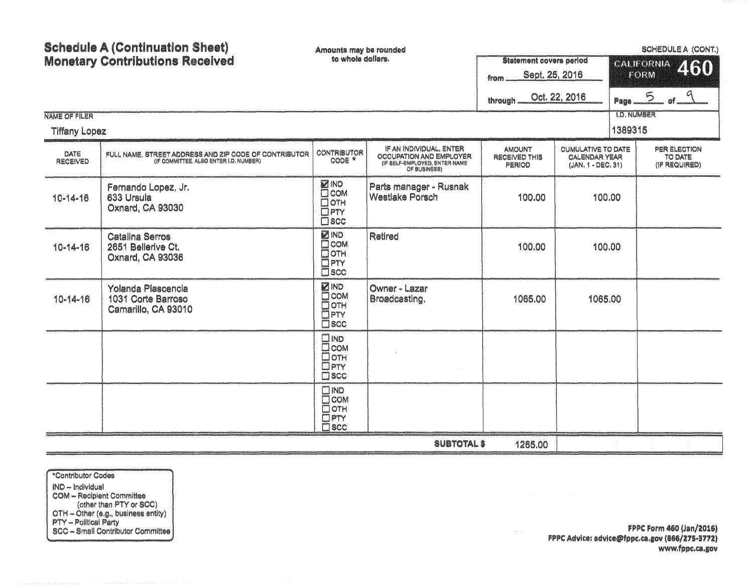# Schedule A (Continuation Sheet)
# Monetary Contributions Received

Amounts may be rounded to whole dollars.

SCHEDULE A (CONT.)

CALIFORNIA FORM 460

Statement covers period
from Sept. 25, 2016
through Oct. 22, 2016

NAME OF FILER: Tiffany Lopez

I.D. NUMBER: 1389315

| DATE RECEIVED | FULL NAME, STREET ADDRESS AND ZIP CODE OF CONTRIBUTOR (IF COMMITTEE, ALSO ENTER I.D. NUMBER) | CONTRIBUTOR CODE * | IF AN INDIVIDUAL, ENTER OCCUPATION AND EMPLOYER (IF SELF-EMPLOYED, ENTER NAME OF BUSINESS) | AMOUNT RECEIVED THIS PERIOD | CUMULATIVE TO DATE CALENDAR YEAR (JAN. 1 - DEC. 31) | PER ELECTION TO DATE (IF REQUIRED) |
|---|---|---|---|---|---|---|
| 10-14-16 | Fernando Lopez, Jr.<br>633 Ursula<br>Oxnard, CA 93030 | ☑ IND ☐ COM ☐ OTH ☐ PTY ☐ SCC | Parts manager - Rusnak Westlake Porsch | 100.00 | 100.00 | |
| 10-14-16 | Catalina Serros<br>2651 Bellerive Ct.<br>Oxnard, CA 93036 | ☑ IND ☐ COM ☐ OTH ☐ PTY ☐ SCC | Retired | 100.00 | 100.00 | |
| 10-14-16 | Yolanda Plascencia<br>1031 Corte Barroso<br>Camarillo, CA 93010 | ☑ IND ☐ COM ☐ OTH ☐ PTY ☐ SCC | Owner - Lazar Broadcasting. | 1065.00 | 1065.00 | |
| | | ☐ IND ☐ COM ☐ OTH ☐ PTY ☐ SCC | | | | |
| | | ☐ IND ☐ COM ☐ OTH ☐ PTY ☐ SCC | | | | |
| | | | SUBTOTAL $ | 1265.00 | | |

*Contributor Codes
IND – Individual
COM – Recipient Committee (other than PTY or SCC)
OTH – Other (e.g., business entity)
PTY – Political Party
SCC – Small Contributor Committee

FPPC Form 460 (Jan/2016)
FPPC Advice: advice@fppc.ca.gov (866/275-3772)
www.fppc.ca.gov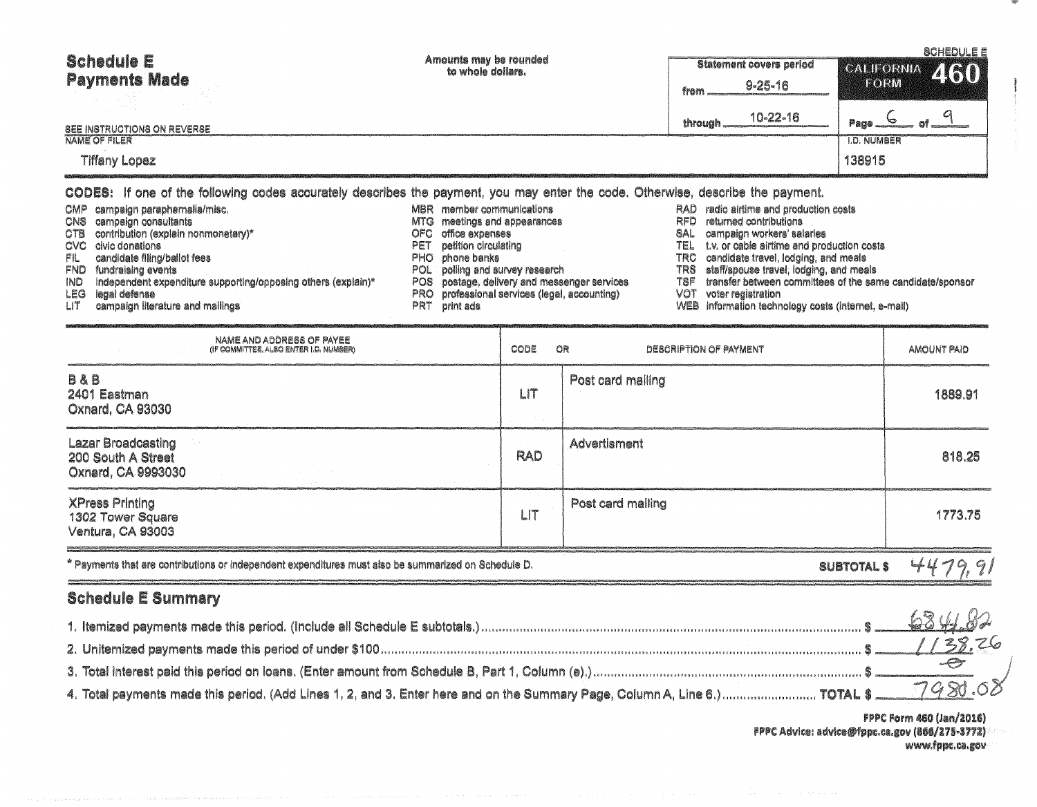# Schedule E
## Payments Made

Amounts may be rounded to whole dollars.

SEE INSTRUCTIONS ON REVERSE

| | |
|---|---|
| Statement covers period from | 9-25-16 |
| through | 10-22-16 |

**CALIFORNIA FORM 460** — SCHEDULE E

Page 6 of 9

| NAME OF FILER | I.D. NUMBER |
|---|---|
| Tiffany Lopez | 138915 |

**CODES:** If one of the following codes accurately describes the payment, you may enter the code. Otherwise, describe the payment.

- CMP campaign paraphernalia/misc.
- CNS campaign consultants
- CTB contribution (explain nonmonetary)*
- CVC civic donations
- FIL candidate filing/ballot fees
- FND fundraising events
- IND independent expenditure supporting/opposing others (explain)*
- LEG legal defense
- LIT campaign literature and mailings
- MBR member communications
- MTG meetings and appearances
- OFC office expenses
- PET petition circulating
- PHO phone banks
- POL polling and survey research
- POS postage, delivery and messenger services
- PRO professional services (legal, accounting)
- PRT print ads
- RAD radio airtime and production costs
- RFD returned contributions
- SAL campaign workers' salaries
- TEL t.v. or cable airtime and production costs
- TRC candidate travel, lodging, and meals
- TRS staff/spouse travel, lodging, and meals
- TSF transfer between committees of the same candidate/sponsor
- VOT voter registration
- WEB information technology costs (internet, e-mail)

| NAME AND ADDRESS OF PAYEE (IF COMMITTEE, ALSO ENTER I.D. NUMBER) | CODE | OR DESCRIPTION OF PAYMENT | AMOUNT PAID |
|---|---|---|---|
| B & B<br>2401 Eastman<br>Oxnard, CA 93030 | LIT | Post card mailing | 1889.91 |
| Lazar Broadcasting<br>200 South A Street<br>Oxnard, CA 9993030 | RAD | Advertisment | 818.25 |
| XPress Printing<br>1302 Tower Square<br>Ventura, CA 93003 | LIT | Post card mailing | 1773.75 |

\* Payments that are contributions or independent expenditures must also be summarized on Schedule D.

**SUBTOTAL $** 4479.91

## Schedule E Summary

1. Itemized payments made this period. (Include all Schedule E subtotals.) $ 6841.82
2. Unitemized payments made this period of under $100 $ 1138.26
3. Total interest paid this period on loans. (Enter amount from Schedule B, Part 1, Column (e).) $ -0-
4. Total payments made this period. (Add Lines 1, 2, and 3. Enter here and on the Summary Page, Column A, Line 6.) TOTAL $ 7980.08

FPPC Form 460 (Jan/2016)
FPPC Advice: advice@fppc.ca.gov (866/275-3772)
www.fppc.ca.gov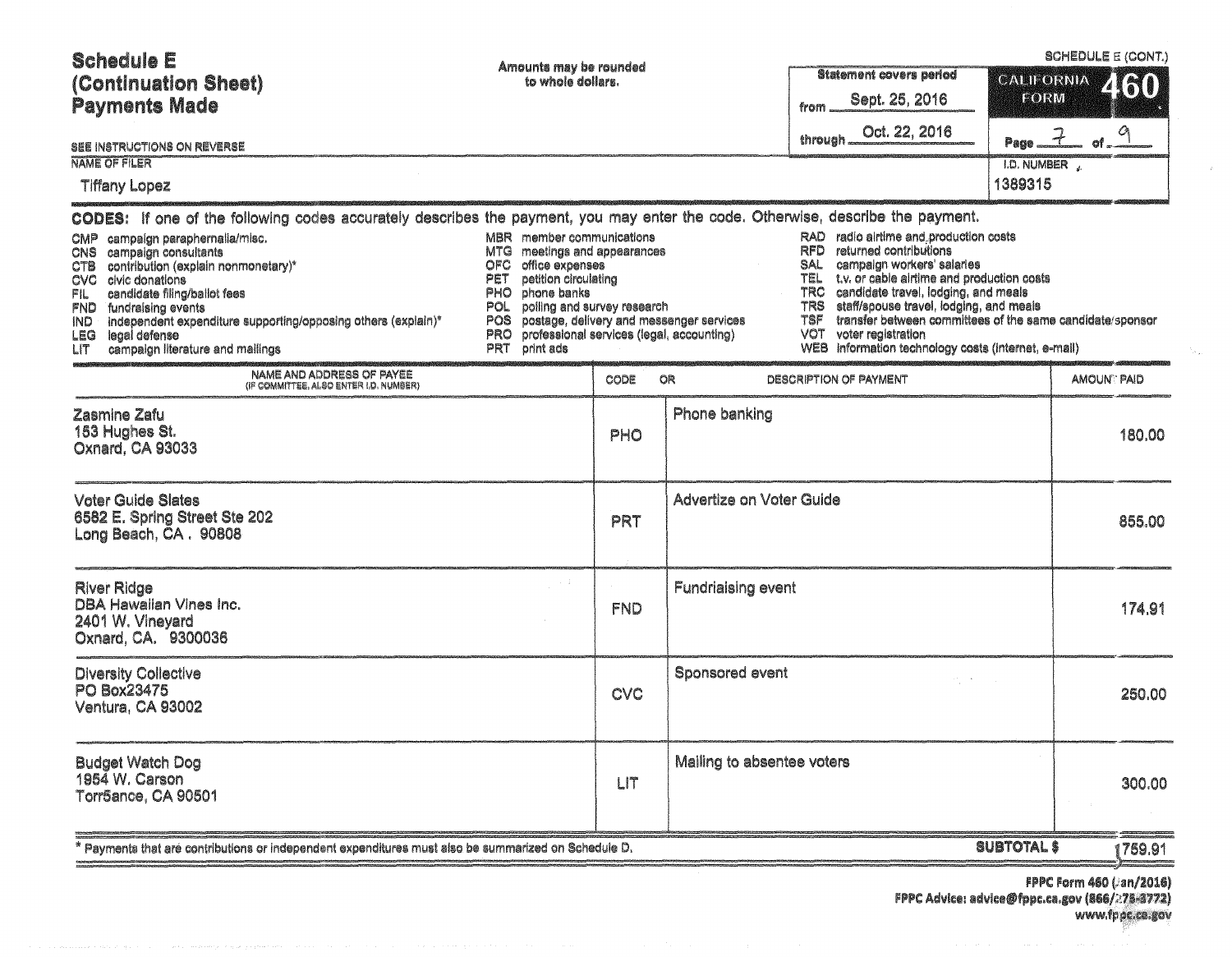# Schedule E
## (Continuation Sheet)
## Payments Made

Amounts may be rounded to whole dollars.

SCHEDULE E (CONT.)

Statement covers period from Sept. 25, 2016 through Oct. 22, 2016

CALIFORNIA FORM **460**

Page 7 of 9

SEE INSTRUCTIONS ON REVERSE

NAME OF FILER: Tiffany Lopez

I.D. NUMBER: 1389315

**CODES:** If one of the following codes accurately describes the payment, you may enter the code. Otherwise, describe the payment.

- CMP campaign paraphernalia/misc.
- CNS campaign consultants
- CTB contribution (explain nonmonetary)*
- CVC civic donations
- FIL candidate filing/ballot fees
- FND fundraising events
- IND independent expenditure supporting/opposing others (explain)*
- LEG legal defense
- LIT campaign literature and mailings
- MBR member communications
- MTG meetings and appearances
- OFC office expenses
- PET petition circulating
- PHO phone banks
- POL polling and survey research
- POS postage, delivery and messenger services
- PRO professional services (legal, accounting)
- PRT print ads
- RAD radio airtime and production costs
- RFD returned contributions
- SAL campaign workers' salaries
- TEL t.v. or cable airtime and production costs
- TRC candidate travel, lodging, and meals
- TRS staff/spouse travel, lodging, and meals
- TSF transfer between committees of the same candidate/sponsor
- VOT voter registration
- WEB information technology costs (internet, e-mail)

| NAME AND ADDRESS OF PAYEE (IF COMMITTEE, ALSO ENTER I.D. NUMBER) | CODE | OR DESCRIPTION OF PAYMENT | AMOUNT PAID |
|---|---|---|---|
| Zasmine Zafu<br>153 Hughes St.<br>Oxnard, CA 93033 | PHO | Phone banking | 180.00 |
| Voter Guide Slates<br>6582 E. Spring Street Ste 202<br>Long Beach, CA . 90808 | PRT | Advertize on Voter Guide | 855.00 |
| River Ridge<br>DBA Hawaiian Vines Inc.<br>2401 W. Vineyard<br>Oxnard, CA. 9300036 | FND | Fundraising event | 174.91 |
| Diversity Collective<br>PO Box23475<br>Ventura, CA 93002 | CVC | Sponsored event | 250.00 |
| Budget Watch Dog<br>1954 W. Carson<br>Torr5ance, CA 90501 | LIT | Mailing to absentee voters | 300.00 |

\* Payments that are contributions or independent expenditures must also be summarized on Schedule D.

**SUBTOTAL $** 1759.91

FPPC Form 460 (Jan/2016)
FPPC Advice: advice@fppc.ca.gov (866/275-3772)
www.fppc.ca.gov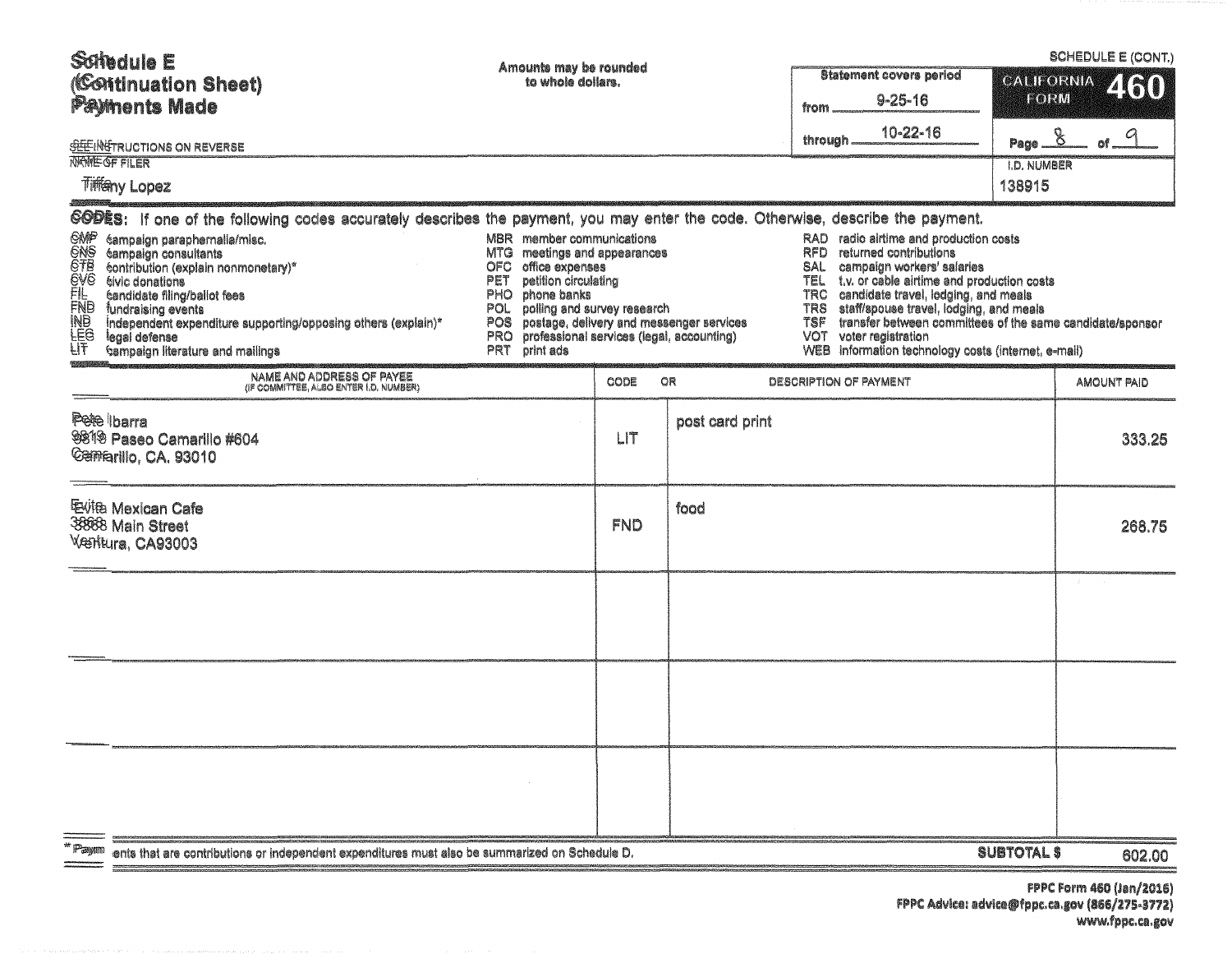# Schedule E
## (Continuation Sheet)
## Payments Made

SCHEDULE E (CONT.)

Amounts may be rounded to whole dollars.

Statement covers period
from 9-25-16
through 10-22-16

CALIFORNIA FORM **460**

Page 8 of 9

SEE INSTRUCTIONS ON REVERSE

NAME OF FILER: Tiffany Lopez

I.D. NUMBER: 138915

**CODES:** If one of the following codes accurately describes the payment, you may enter the code. Otherwise, describe the payment.

- CMP campaign paraphernalia/misc.
- CNS campaign consultants
- CTB contribution (explain nonmonetary)*
- CVC civic donations
- FIL candidate filing/ballot fees
- FND fundraising events
- IND independent expenditure supporting/opposing others (explain)*
- LEG legal defense
- LIT campaign literature and mailings
- MBR member communications
- MTG meetings and appearances
- OFC office expenses
- PET petition circulating
- PHO phone banks
- POL polling and survey research
- POS postage, delivery and messenger services
- PRO professional services (legal, accounting)
- PRT print ads
- RAD radio airtime and production costs
- RFD returned contributions
- SAL campaign workers' salaries
- TEL t.v. or cable airtime and production costs
- TRC candidate travel, lodging, and meals
- TRS staff/spouse travel, lodging, and meals
- TSF transfer between committees of the same candidate/sponsor
- VOT voter registration
- WEB information technology costs (internet, e-mail)

| NAME AND ADDRESS OF PAYEE (IF COMMITTEE, ALSO ENTER I.D. NUMBER) | CODE | OR DESCRIPTION OF PAYMENT | AMOUNT PAID |
|---|---|---|---|
| Pete Ibarra<br>9819 Paseo Camarillo #604<br>Camarillo, CA. 93010 | LIT | post card print | 333.25 |
| Evita Mexican Cafe<br>3868 Main Street<br>Ventura, CA93003 | FND | food | 268.75 |
| | | | |
| | | | |
| | | | |

* Payments that are contributions or independent expenditures must also be summarized on Schedule D.

**SUBTOTAL $** 602.00

FPPC Form 460 (Jan/2016)
FPPC Advice: advice@fppc.ca.gov (866/275-3772)
www.fppc.ca.gov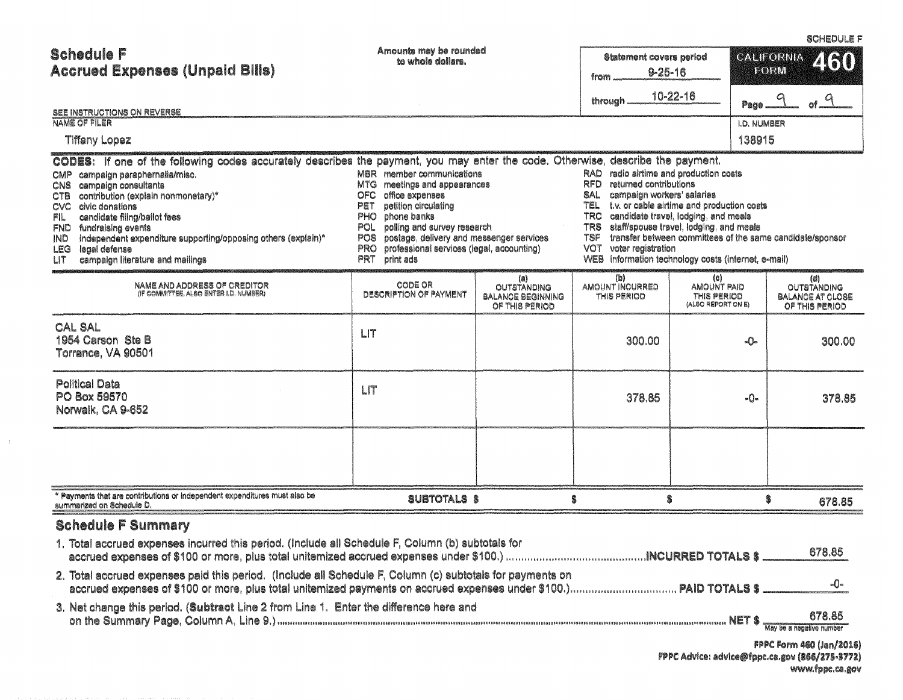SCHEDULE F

# Schedule F
## Accrued Expenses (Unpaid Bills)

Amounts may be rounded to whole dollars.

Statement covers period from 9-25-16 through 10-22-16

CALIFORNIA FORM 460

Page 9 of 9

SEE INSTRUCTIONS ON REVERSE

NAME OF FILER: Tiffany Lopez

I.D. NUMBER: 138915

**CODES:** If one of the following codes accurately describes the payment, you may enter the code. Otherwise, describe the payment.

- CMP campaign paraphernalia/misc.
- CNS campaign consultants
- CTB contribution (explain nonmonetary)*
- CVC civic donations
- FIL candidate filing/ballot fees
- FND fundraising events
- IND independent expenditure supporting/opposing others (explain)*
- LEG legal defense
- LIT campaign literature and mailings
- MBR member communications
- MTG meetings and appearances
- OFC office expenses
- PET petition circulating
- PHO phone banks
- POL polling and survey research
- POS postage, delivery and messenger services
- PRO professional services (legal, accounting)
- PRT print ads
- RAD radio airtime and production costs
- RFD returned contributions
- SAL campaign workers' salaries
- TEL t.v. or cable airtime and production costs
- TRC candidate travel, lodging, and meals
- TRS staff/spouse travel, lodging, and meals
- TSF transfer between committees of the same candidate/sponsor
- VOT voter registration
- WEB information technology costs (internet, e-mail)

| NAME AND ADDRESS OF CREDITOR (IF COMMITTEE, ALSO ENTER I.D. NUMBER) | CODE OR DESCRIPTION OF PAYMENT | (a) OUTSTANDING BALANCE BEGINNING OF THIS PERIOD | (b) AMOUNT INCURRED THIS PERIOD | (c) AMOUNT PAID THIS PERIOD (ALSO REPORT ON E) | (d) OUTSTANDING BALANCE AT CLOSE OF THIS PERIOD |
|---|---|---|---|---|---|
| CAL SAL<br>1954 Carson Ste B<br>Torrance, VA 90501 | LIT | | 300.00 | -0- | 300.00 |
| Political Data<br>PO Box 59570<br>Norwalk, CA 9-652 | LIT | | 378.85 | -0- | 378.85 |
| | | | | | |
| * Payments that are contributions or independent expenditures must also be summarized on Schedule D. | SUBTOTALS $ | $ | $ | $ | $ 678.85 |

## Schedule F Summary

1. Total accrued expenses incurred this period. (Include all Schedule F, Column (b) subtotals for accrued expenses of $100 or more, plus total unitemized accrued expenses under $100.) ..... INCURRED TOTALS $ 678.85
2. Total accrued expenses paid this period. (Include all Schedule F, Column (c) subtotals for payments on accrued expenses of $100 or more, plus total unitemized payments on accrued expenses under $100.) ..... PAID TOTALS $ -0-
3. Net change this period. (**Subtract** Line 2 from Line 1. Enter the difference here and on the Summary Page, Column A, Line 9.) ..... NET $ 678.85 (May be a negative number)

FPPC Form 460 (Jan/2016)
FPPC Advice: advice@fppc.ca.gov (866/275-3772)
www.fppc.ca.gov